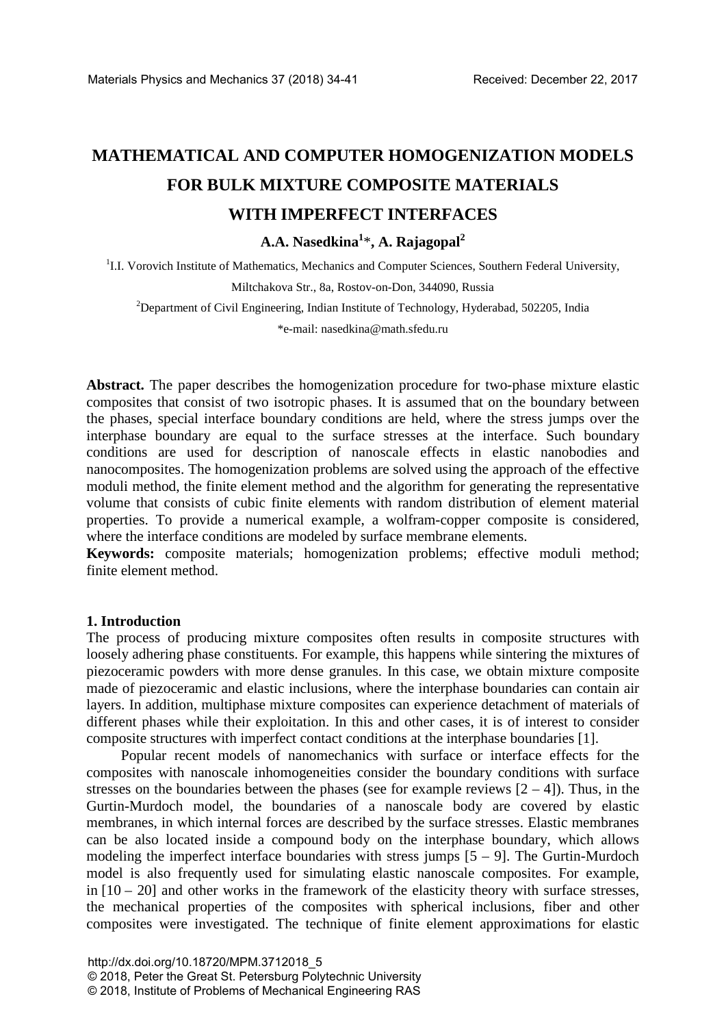# MATHEMATICAL AND COMPUTER HOMOGENIZATION MODELS FOR BULK MIXTURE COMPOSITE MATERIALS WITH IMPERFECT INTERFACES

**A.A. Nasedkina[1]*, A. Rajagopal[2]**

[1]I.I. Vorovich Institute of Mathematics, Mechanics and Computer Sciences, Southern Federal University, Miltchakova Str., 8a, Rostov-on-Don, 344090, Russia

[2]Department of Civil Engineering, Indian Institute of Technology, Hyderabad, 502205, India

*e-mail: nasedkina@math.sfedu.ru

**Abstract.** The paper describes the homogenization procedure for two-phase mixture elastic composites that consist of two isotropic phases. It is assumed that on the boundary between the phases, special interface boundary conditions are held, where the stress jumps over the interphase boundary are equal to the surface stresses at the interface. Such boundary conditions are used for description of nanoscale effects in elastic nanobodies and nanocomposites. The homogenization problems are solved using the approach of the effective moduli method, the finite element method and the algorithm for generating the representative volume that consists of cubic finite elements with random distribution of element material properties. To provide a numerical example, a wolfram-copper composite is considered, where the interface conditions are modeled by surface membrane elements.

**Keywords:** composite materials; homogenization problems; effective moduli method; finite element method.

## 1. Introduction

The process of producing mixture composites often results in composite structures with loosely adhering phase constituents. For example, this happens while sintering the mixtures of piezoceramic powders with more dense granules. In this case, we obtain mixture composite made of piezoceramic and elastic inclusions, where the interphase boundaries can contain air layers. In addition, multiphase mixture composites can experience detachment of materials of different phases while their exploitation. In this and other cases, it is of interest to consider composite structures with imperfect contact conditions at the interphase boundaries [1].

Popular recent models of nanomechanics with surface or interface effects for the composites with nanoscale inhomogeneities consider the boundary conditions with surface stresses on the boundaries between the phases (see for example reviews [2 – 4]). Thus, in the Gurtin-Murdoch model, the boundaries of a nanoscale body are covered by elastic membranes, in which internal forces are described by the surface stresses. Elastic membranes can be also located inside a compound body on the interphase boundary, which allows modeling the imperfect interface boundaries with stress jumps [5 – 9]. The Gurtin-Murdoch model is also frequently used for simulating elastic nanoscale composites. For example, in [10 – 20] and other works in the framework of the elasticity theory with surface stresses, the mechanical properties of the composites with spherical inclusions, fiber and other composites were investigated. The technique of finite element approximations for elastic

http://dx.doi.org/10.18720/MPM.3712018_5

© 2018, Peter the Great St. Petersburg Polytechnic University

© 2018, Institute of Problems of Mechanical Engineering RAS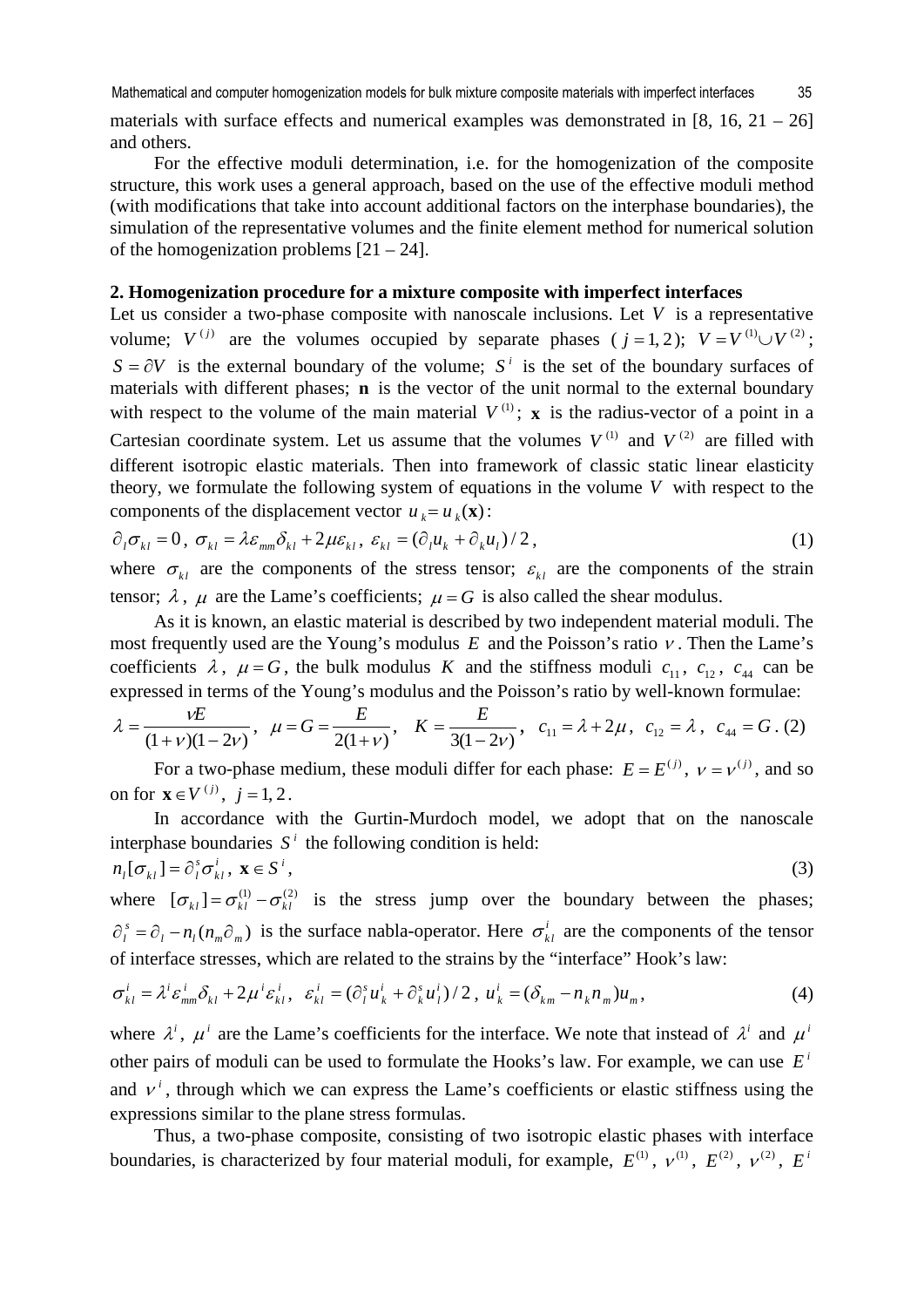materials with surface effects and numerical examples was demonstrated in [8, 16, 21 – 26] and others.

For the effective moduli determination, i.e. for the homogenization of the composite structure, this work uses a general approach, based on the use of the effective moduli method (with modifications that take into account additional factors on the interphase boundaries), the simulation of the representative volumes and the finite element method for numerical solution of the homogenization problems [21 – 24].

## 2. Homogenization procedure for a mixture composite with imperfect interfaces

Let us consider a two-phase composite with nanoscale inclusions. Let $V$ is a representative volume; $V^{(j)}$ are the volumes occupied by separate phases ($j = 1, 2$); $V = V^{(1)} \cup V^{(2)}$; $S = \partial V$ is the external boundary of the volume; $S^i$ is the set of the boundary surfaces of materials with different phases; $\mathbf{n}$ is the vector of the unit normal to the external boundary with respect to the volume of the main material $V^{(1)}$; $\mathbf{x}$ is the radius-vector of a point in a Cartesian coordinate system. Let us assume that the volumes $V^{(1)}$ and $V^{(2)}$ are filled with different isotropic elastic materials. Then into framework of classic static linear elasticity theory, we formulate the following system of equations in the volume $V$ with respect to the components of the displacement vector $u_k = u_k(\mathbf{x})$:

$$\partial_l \sigma_{kl} = 0, \; \sigma_{kl} = \lambda \varepsilon_{mm} \delta_{kl} + 2\mu \varepsilon_{kl}, \; \varepsilon_{kl} = (\partial_l u_k + \partial_k u_l)/2, \tag{1}$$

where $\sigma_{kl}$ are the components of the stress tensor; $\varepsilon_{kl}$ are the components of the strain tensor; $\lambda$, $\mu$ are the Lame's coefficients; $\mu = G$ is also called the shear modulus.

As it is known, an elastic material is described by two independent material moduli. The most frequently used are the Young's modulus $E$ and the Poisson's ratio $\nu$. Then the Lame's coefficients $\lambda$, $\mu = G$, the bulk modulus $K$ and the stiffness moduli $c_{11}$, $c_{12}$, $c_{44}$ can be expressed in terms of the Young's modulus and the Poisson's ratio by well-known formulae:

$$\lambda = \frac{\nu E}{(1+\nu)(1-2\nu)}, \quad \mu = G = \frac{E}{2(1+\nu)}, \quad K = \frac{E}{3(1-2\nu)}, \quad c_{11} = \lambda + 2\mu, \; c_{12} = \lambda, \; c_{44} = G. \tag{2}$$

For a two-phase medium, these moduli differ for each phase: $E = E^{(j)}$, $\nu = \nu^{(j)}$, and so on for $\mathbf{x} \in V^{(j)}$, $j = 1, 2$.

In accordance with the Gurtin-Murdoch model, we adopt that on the nanoscale interphase boundaries $S^i$ the following condition is held:

$$n_l [\sigma_{kl}] = \partial_l^s \sigma_{kl}^i, \; \mathbf{x} \in S^i, \tag{3}$$

where $[\sigma_{kl}] = \sigma_{kl}^{(1)} - \sigma_{kl}^{(2)}$ is the stress jump over the boundary between the phases; $\partial_l^s = \partial_l - n_l(n_m \partial_m)$ is the surface nabla-operator. Here $\sigma_{kl}^i$ are the components of the tensor of interface stresses, which are related to the strains by the "interface" Hook's law:

$$\sigma_{kl}^i = \lambda^i \varepsilon_{mm}^i \delta_{kl} + 2\mu^i \varepsilon_{kl}^i, \;\; \varepsilon_{kl}^i = (\partial_l^s u_k^i + \partial_k^s u_l^i)/2, \; u_k^i = (\delta_{km} - n_k n_m) u_m, \tag{4}$$

where $\lambda^i$, $\mu^i$ are the Lame's coefficients for the interface. We note that instead of $\lambda^i$ and $\mu^i$ other pairs of moduli can be used to formulate the Hooks's law. For example, we can use $E^i$ and $\nu^i$, through which we can express the Lame's coefficients or elastic stiffness using the expressions similar to the plane stress formulas.

Thus, a two-phase composite, consisting of two isotropic elastic phases with interface boundaries, is characterized by four material moduli, for example, $E^{(1)}$, $\nu^{(1)}$, $E^{(2)}$, $\nu^{(2)}$, $E^i$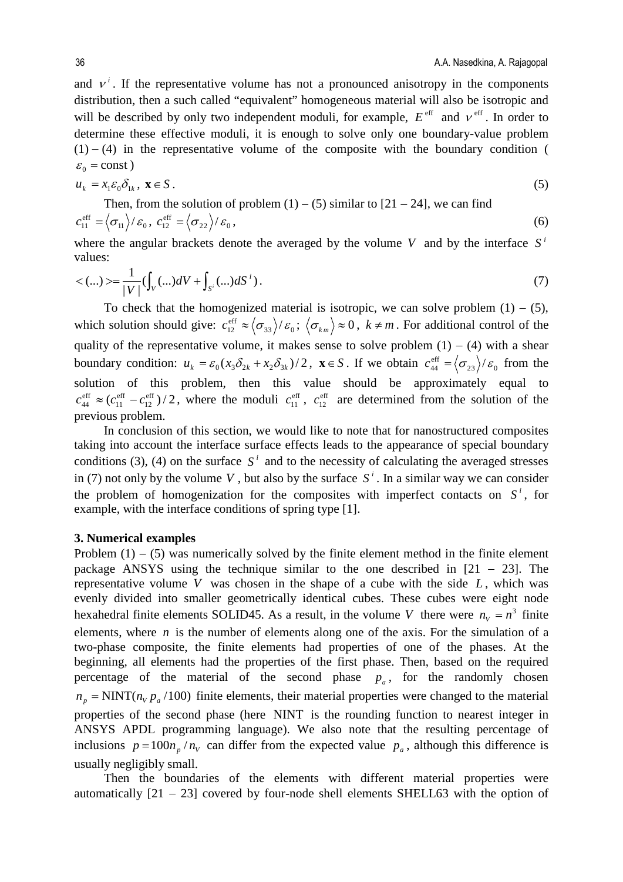and $\nu^i$. If the representative volume has not a pronounced anisotropy in the components distribution, then a such called "equivalent" homogeneous material will also be isotropic and will be described by only two independent moduli, for example, $E^{\text{eff}}$ and $\nu^{\text{eff}}$. In order to determine these effective moduli, it is enough to solve only one boundary-value problem (1) – (4) in the representative volume of the composite with the boundary condition ( $\varepsilon_0 = \text{const}$ )

$$u_k = x_1 \varepsilon_0 \delta_{1k}, \; \mathbf{x} \in S. \tag{5}$$

Then, from the solution of problem (1) – (5) similar to [21 – 24], we can find

$$c_{11}^{\text{eff}} = \langle \sigma_{11} \rangle / \varepsilon_0, \; c_{12}^{\text{eff}} = \langle \sigma_{22} \rangle / \varepsilon_0, \tag{6}$$

where the angular brackets denote the averaged by the volume $V$ and by the interface $S^i$ values:

$$< (...) > = \frac{1}{|V|} \left( \int_V (...) dV + \int_{S^i} (...) dS^i \right). \tag{7}$$

To check that the homogenized material is isotropic, we can solve problem (1) – (5), which solution should give: $c_{12}^{\text{eff}} \approx \langle \sigma_{33} \rangle / \varepsilon_0$; $\langle \sigma_{km} \rangle \approx 0$, $k \neq m$. For additional control of the quality of the representative volume, it makes sense to solve problem (1) – (4) with a shear boundary condition: $u_k = \varepsilon_0 (x_3 \delta_{2k} + x_2 \delta_{3k})/2$, $\mathbf{x} \in S$. If we obtain $c_{44}^{\text{eff}} = \langle \sigma_{23} \rangle / \varepsilon_0$ from the solution of this problem, then this value should be approximately equal to $c_{44}^{\text{eff}} \approx (c_{11}^{\text{eff}} - c_{12}^{\text{eff}})/2$, where the moduli $c_{11}^{\text{eff}}$, $c_{12}^{\text{eff}}$ are determined from the solution of the previous problem.

In conclusion of this section, we would like to note that for nanostructured composites taking into account the interface surface effects leads to the appearance of special boundary conditions (3), (4) on the surface $S^i$ and to the necessity of calculating the averaged stresses in (7) not only by the volume $V$, but also by the surface $S^i$. In a similar way we can consider the problem of homogenization for the composites with imperfect contacts on $S^i$, for example, with the interface conditions of spring type [1].

## 3. Numerical examples

Problem (1) – (5) was numerically solved by the finite element method in the finite element package ANSYS using the technique similar to the one described in [21 – 23]. The representative volume $V$ was chosen in the shape of a cube with the side $L$, which was evenly divided into smaller geometrically identical cubes. These cubes were eight node hexahedral finite elements SOLID45. As a result, in the volume $V$ there were $n_V = n^3$ finite elements, where $n$ is the number of elements along one of the axis. For the simulation of a two-phase composite, the finite elements had properties of one of the phases. At the beginning, all elements had the properties of the first phase. Then, based on the required percentage of the material of the second phase $p_a$, for the randomly chosen $n_p = \text{NINT}(n_V p_a / 100)$ finite elements, their material properties were changed to the material properties of the second phase (here NINT is the rounding function to nearest integer in ANSYS APDL programming language). We also note that the resulting percentage of inclusions $p = 100 n_p / n_V$ can differ from the expected value $p_a$, although this difference is usually negligibly small.

Then the boundaries of the elements with different material properties were automatically [21 – 23] covered by four-node shell elements SHELL63 with the option of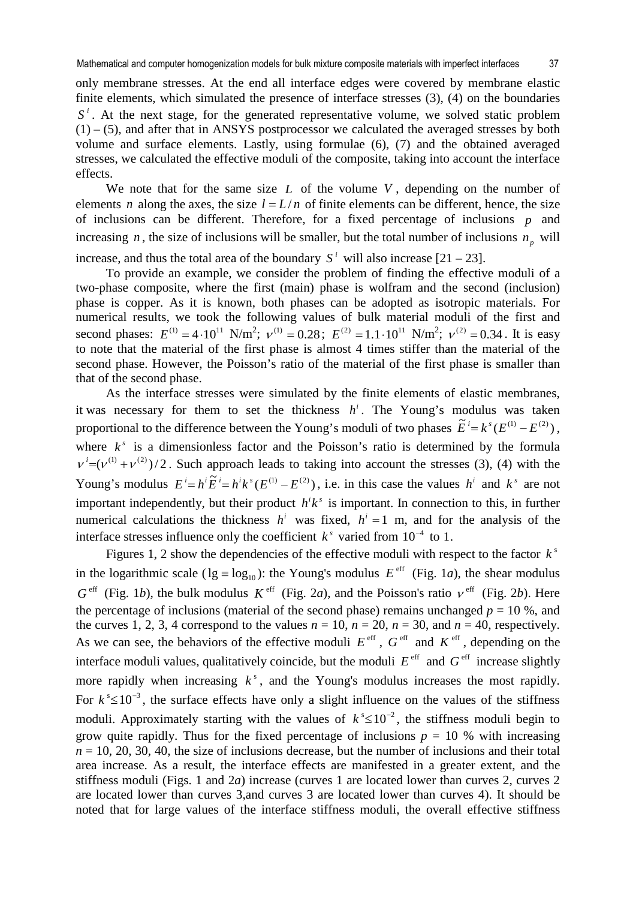only membrane stresses. At the end all interface edges were covered by membrane elastic finite elements, which simulated the presence of interface stresses (3), (4) on the boundaries $S^i$. At the next stage, for the generated representative volume, we solved static problem (1) – (5), and after that in ANSYS postprocessor we calculated the averaged stresses by both volume and surface elements. Lastly, using formulae (6), (7) and the obtained averaged stresses, we calculated the effective moduli of the composite, taking into account the interface effects.

We note that for the same size $L$ of the volume $V$, depending on the number of elements $n$ along the axes, the size $l = L/n$ of finite elements can be different, hence, the size of inclusions can be different. Therefore, for a fixed percentage of inclusions $p$ and increasing $n$, the size of inclusions will be smaller, but the total number of inclusions $n_p$ will increase, and thus the total area of the boundary $S^i$ will also increase [21 – 23].

To provide an example, we consider the problem of finding the effective moduli of a two-phase composite, where the first (main) phase is wolfram and the second (inclusion) phase is copper. As it is known, both phases can be adopted as isotropic materials. For numerical results, we took the following values of bulk material moduli of the first and second phases: $E^{(1)} = 4 \cdot 10^{11}$ N/m$^2$; $\nu^{(1)} = 0.28$; $E^{(2)} = 1.1 \cdot 10^{11}$ N/m$^2$; $\nu^{(2)} = 0.34$. It is easy to note that the material of the first phase is almost 4 times stiffer than the material of the second phase. However, the Poisson's ratio of the material of the first phase is smaller than that of the second phase.

As the interface stresses were simulated by the finite elements of elastic membranes, it was necessary for them to set the thickness $h^i$. The Young's modulus was taken proportional to the difference between the Young's moduli of two phases $\tilde{E}^i = k^s (E^{(1)} - E^{(2)})$, where $k^s$ is a dimensionless factor and the Poisson's ratio is determined by the formula $\nu^i = (\nu^{(1)} + \nu^{(2)})/2$. Such approach leads to taking into account the stresses (3), (4) with the Young's modulus $E^i = h^i \tilde{E}^i = h^i k^s (E^{(1)} - E^{(2)})$, i.e. in this case the values $h^i$ and $k^s$ are not important independently, but their product $h^i k^s$ is important. In connection to this, in further numerical calculations the thickness $h^i$ was fixed, $h^i = 1$ m, and for the analysis of the interface stresses influence only the coefficient $k^s$ varied from $10^{-4}$ to 1.

Figures 1, 2 show the dependencies of the effective moduli with respect to the factor $k^s$ in the logarithmic scale ($\lg \equiv \log_{10}$): the Young's modulus $E^{\text{eff}}$ (Fig. 1*a*), the shear modulus $G^{\text{eff}}$ (Fig. 1*b*), the bulk modulus $K^{\text{eff}}$ (Fig. 2*a*), and the Poisson's ratio $\nu^{\text{eff}}$ (Fig. 2*b*). Here the percentage of inclusions (material of the second phase) remains unchanged $p$ = 10 %, and the curves 1, 2, 3, 4 correspond to the values $n$ = 10, $n$ = 20, $n$ = 30, and $n$ = 40, respectively. As we can see, the behaviors of the effective moduli $E^{\text{eff}}$, $G^{\text{eff}}$ and $K^{\text{eff}}$, depending on the interface moduli values, qualitatively coincide, but the moduli $E^{\text{eff}}$ and $G^{\text{eff}}$ increase slightly more rapidly when increasing $k^s$, and the Young's modulus increases the most rapidly. For $k^s \leq 10^{-3}$, the surface effects have only a slight influence on the values of the stiffness moduli. Approximately starting with the values of $k^s \leq 10^{-2}$, the stiffness moduli begin to grow quite rapidly. Thus for the fixed percentage of inclusions $p$ = 10 % with increasing $n$ = 10, 20, 30, 40, the size of inclusions decrease, but the number of inclusions and their total area increase. As a result, the interface effects are manifested in a greater extent, and the stiffness moduli (Figs. 1 and 2*a*) increase (curves 1 are located lower than curves 2, curves 2 are located lower than curves 3,and curves 3 are located lower than curves 4). It should be noted that for large values of the interface stiffness moduli, the overall effective stiffness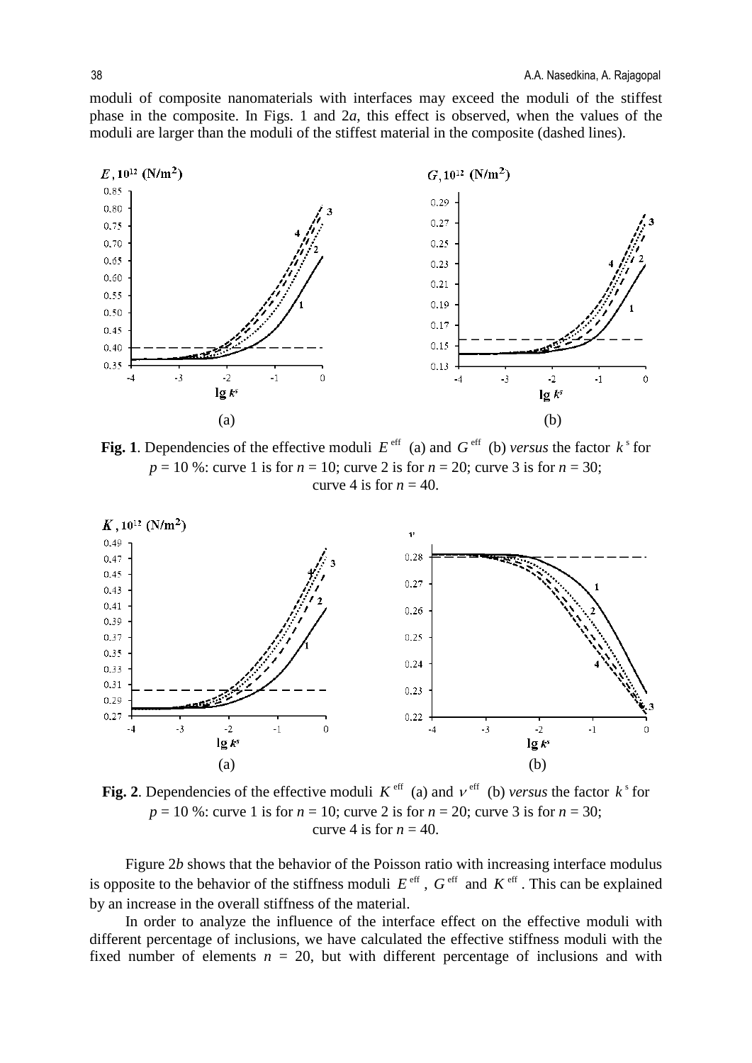moduli of composite nanomaterials with interfaces may exceed the moduli of the stiffest phase in the composite. In Figs. 1 and 2*a*, this effect is observed, when the values of the moduli are larger than the moduli of the stiffest material in the composite (dashed lines).

**Fig. 1**. Dependencies of the effective moduli $E^{\text{eff}}$ (a) and $G^{\text{eff}}$ (b) *versus* the factor $k^{s}$ for $p$ = 10 %: curve 1 is for $n$ = 10; curve 2 is for $n$ = 20; curve 3 is for $n$ = 30; curve 4 is for $n$ = 40.

**Fig. 2**. Dependencies of the effective moduli $K^{\text{eff}}$ (a) and $\nu^{\text{eff}}$ (b) *versus* the factor $k^{s}$ for $p$ = 10 %: curve 1 is for $n$ = 10; curve 2 is for $n$ = 20; curve 3 is for $n$ = 30; curve 4 is for $n$ = 40.

Figure 2*b* shows that the behavior of the Poisson ratio with increasing interface modulus is opposite to the behavior of the stiffness moduli $E^{\text{eff}}$, $G^{\text{eff}}$ and $K^{\text{eff}}$. This can be explained by an increase in the overall stiffness of the material.

In order to analyze the influence of the interface effect on the effective moduli with different percentage of inclusions, we have calculated the effective stiffness moduli with the fixed number of elements $n$ = 20, but with different percentage of inclusions and with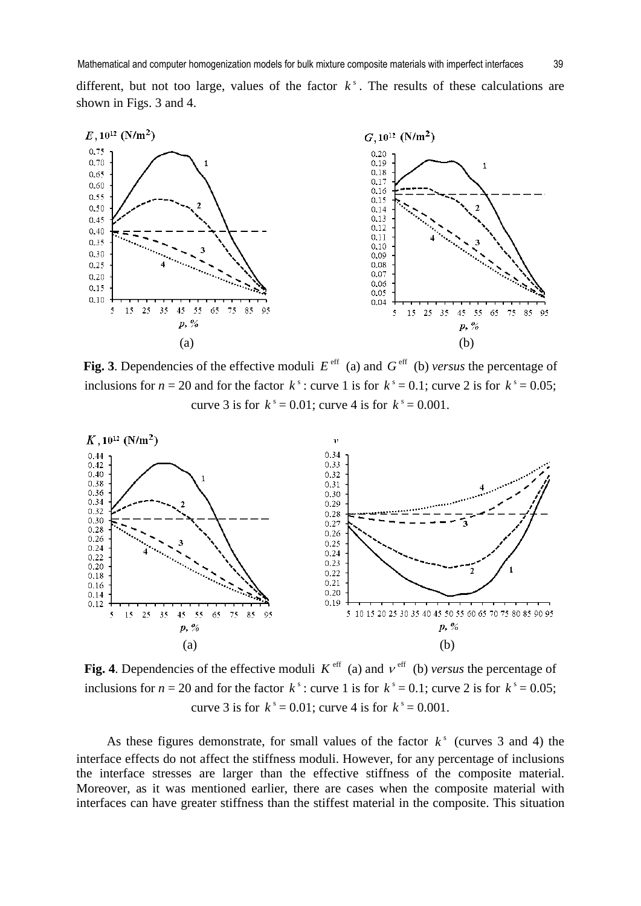different, but not too large, values of the factor $k^s$. The results of these calculations are shown in Figs. 3 and 4.

**Fig. 3**. Dependencies of the effective moduli $E^{\text{eff}}$ (a) and $G^{\text{eff}}$ (b) *versus* the percentage of inclusions for $n$ = 20 and for the factor $k^s$: curve 1 is for $k^s$ = 0.1; curve 2 is for $k^s$ = 0.05; curve 3 is for $k^s$ = 0.01; curve 4 is for $k^s$ = 0.001.

**Fig. 4**. Dependencies of the effective moduli $K^{\text{eff}}$ (a) and $\nu^{\text{eff}}$ (b) *versus* the percentage of inclusions for $n$ = 20 and for the factor $k^s$: curve 1 is for $k^s$ = 0.1; curve 2 is for $k^s$ = 0.05; curve 3 is for $k^s$ = 0.01; curve 4 is for $k^s$ = 0.001.

As these figures demonstrate, for small values of the factor $k^s$ (curves 3 and 4) the interface effects do not affect the stiffness moduli. However, for any percentage of inclusions the interface stresses are larger than the effective stiffness of the composite material. Moreover, as it was mentioned earlier, there are cases when the composite material with interfaces can have greater stiffness than the stiffest material in the composite. This situation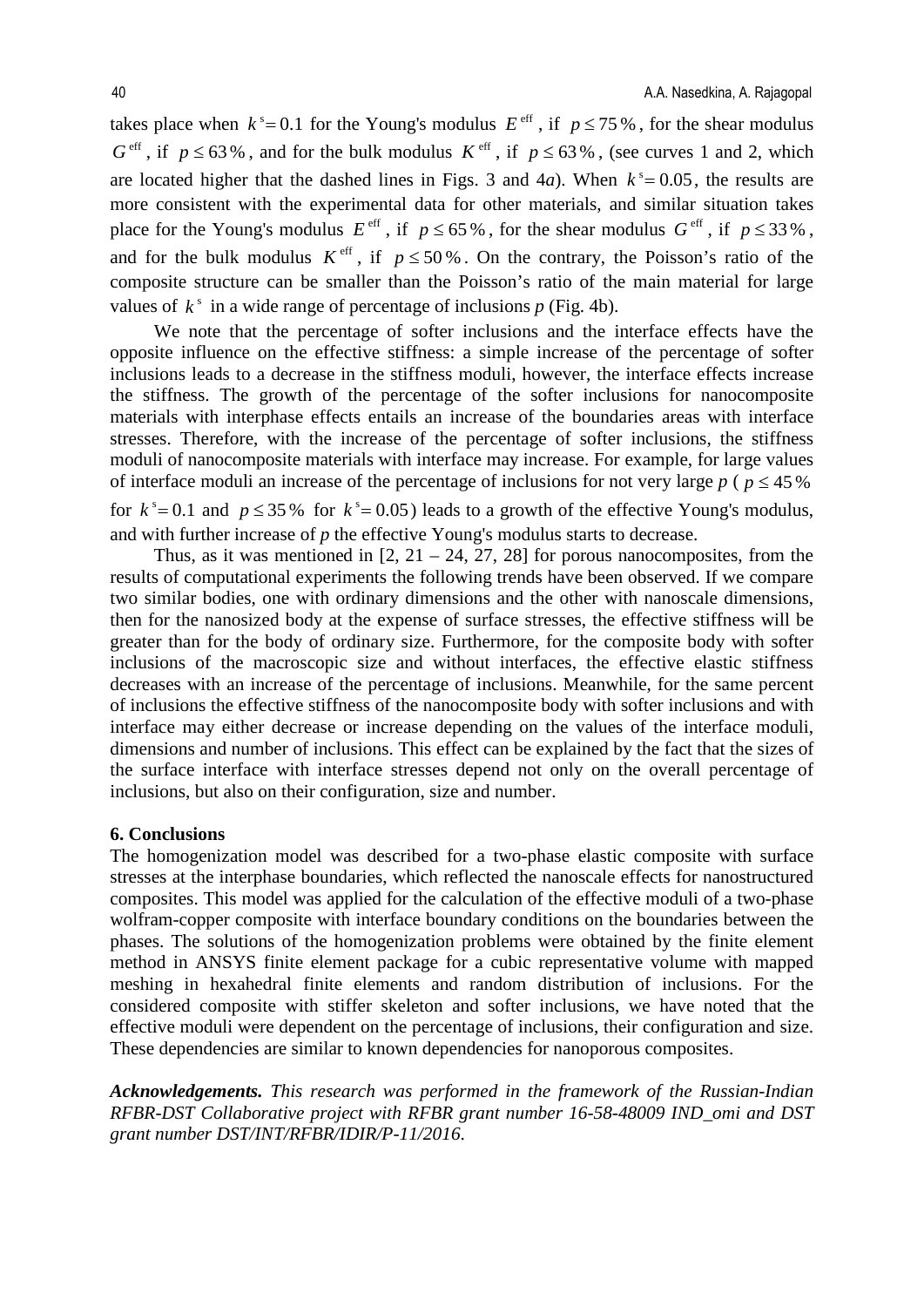takes place when $k^s = 0.1$ for the Young's modulus $E^{eff}$, if $p \le 75\%$, for the shear modulus $G^{eff}$, if $p \le 63\%$, and for the bulk modulus $K^{eff}$, if $p \le 63\%$, (see curves 1 and 2, which are located higher that the dashed lines in Figs. 3 and 4*a*). When $k^s = 0.05$, the results are more consistent with the experimental data for other materials, and similar situation takes place for the Young's modulus $E^{eff}$, if $p \le 65\%$, for the shear modulus $G^{eff}$, if $p \le 33\%$, and for the bulk modulus $K^{eff}$, if $p \le 50\%$. On the contrary, the Poisson's ratio of the composite structure can be smaller than the Poisson's ratio of the main material for large values of $k^s$ in a wide range of percentage of inclusions *p* (Fig. 4b).

We note that the percentage of softer inclusions and the interface effects have the opposite influence on the effective stiffness: a simple increase of the percentage of softer inclusions leads to a decrease in the stiffness moduli, however, the interface effects increase the stiffness. The growth of the percentage of the softer inclusions for nanocomposite materials with interphase effects entails an increase of the boundaries areas with interface stresses. Therefore, with the increase of the percentage of softer inclusions, the stiffness moduli of nanocomposite materials with interface may increase. For example, for large values of interface moduli an increase of the percentage of inclusions for not very large *p* ( $p \le 45\%$ for $k^s = 0.1$ and $p \le 35\%$ for $k^s = 0.05$) leads to a growth of the effective Young's modulus, and with further increase of *p* the effective Young's modulus starts to decrease.

Thus, as it was mentioned in [2, 21 – 24, 27, 28] for porous nanocomposites, from the results of computational experiments the following trends have been observed. If we compare two similar bodies, one with ordinary dimensions and the other with nanoscale dimensions, then for the nanosized body at the expense of surface stresses, the effective stiffness will be greater than for the body of ordinary size. Furthermore, for the composite body with softer inclusions of the macroscopic size and without interfaces, the effective elastic stiffness decreases with an increase of the percentage of inclusions. Meanwhile, for the same percent of inclusions the effective stiffness of the nanocomposite body with softer inclusions and with interface may either decrease or increase depending on the values of the interface moduli, dimensions and number of inclusions. This effect can be explained by the fact that the sizes of the surface interface with interface stresses depend not only on the overall percentage of inclusions, but also on their configuration, size and number.

## 6. Conclusions

The homogenization model was described for a two-phase elastic composite with surface stresses at the interphase boundaries, which reflected the nanoscale effects for nanostructured composites. This model was applied for the calculation of the effective moduli of a two-phase wolfram-copper composite with interface boundary conditions on the boundaries between the phases. The solutions of the homogenization problems were obtained by the finite element method in ANSYS finite element package for a cubic representative volume with mapped meshing in hexahedral finite elements and random distribution of inclusions. For the considered composite with stiffer skeleton and softer inclusions, we have noted that the effective moduli were dependent on the percentage of inclusions, their configuration and size. These dependencies are similar to known dependencies for nanoporous composites.

***Acknowledgements.*** *This research was performed in the framework of the Russian-Indian RFBR-DST Collaborative project with RFBR grant number 16-58-48009 IND_omi and DST grant number DST/INT/RFBR/IDIR/P-11/2016.*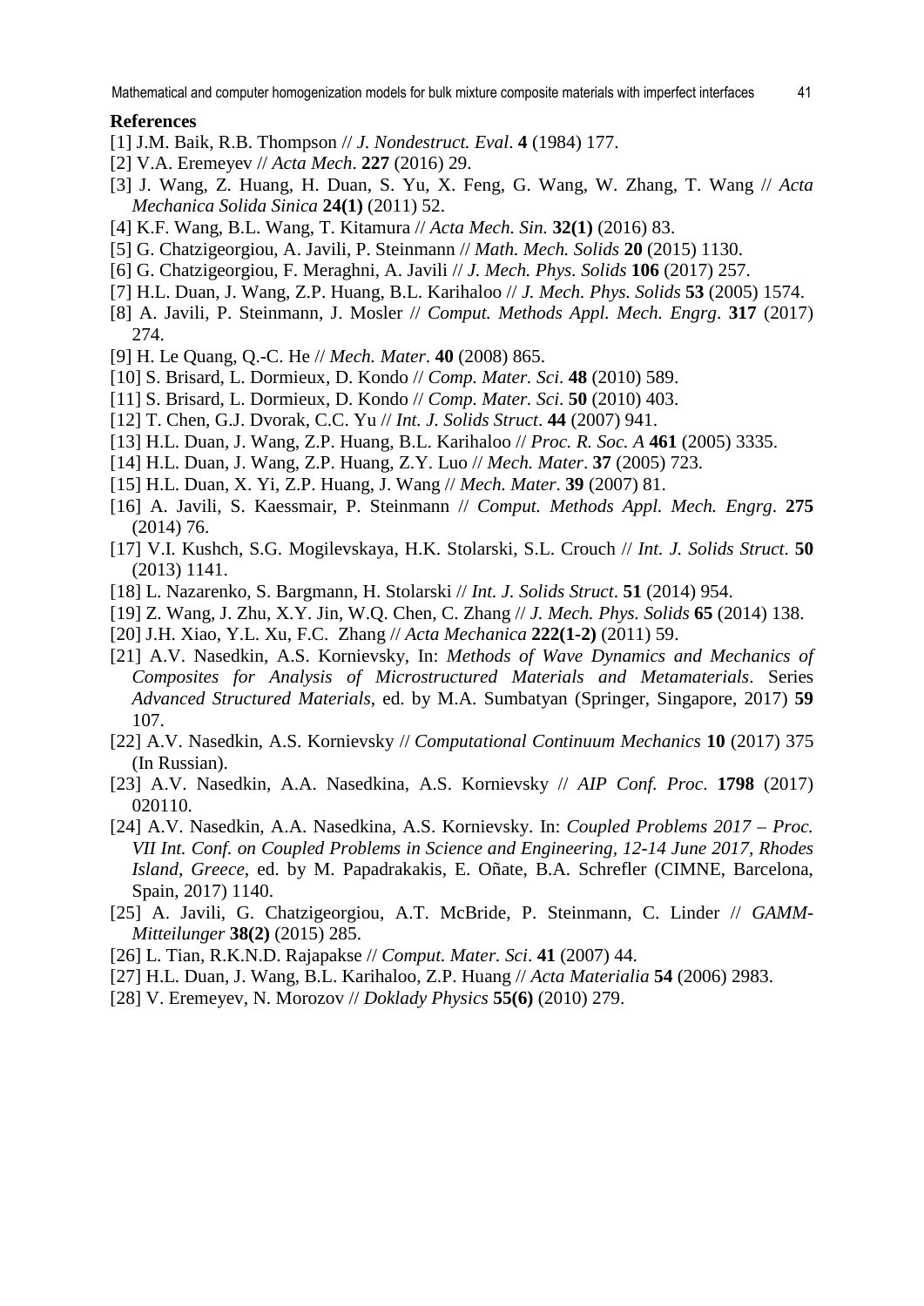**References**

[1] J.M. Baik, R.B. Thompson // *J. Nondestruct. Eval*. **4** (1984) 177.

[2] V.A. Eremeyev // *Acta Mech*. **227** (2016) 29.

[3] J. Wang, Z. Huang, H. Duan, S. Yu, X. Feng, G. Wang, W. Zhang, T. Wang // *Acta Mechanica Solida Sinica* **24(1)** (2011) 52.

[4] K.F. Wang, B.L. Wang, T. Kitamura // *Acta Mech. Sin.* **32(1)** (2016) 83.

[5] G. Chatzigeorgiou, A. Javili, P. Steinmann // *Math. Mech. Solids* **20** (2015) 1130.

[6] G. Chatzigeorgiou, F. Meraghni, A. Javili // *J. Mech. Phys. Solids* **106** (2017) 257.

[7] H.L. Duan, J. Wang, Z.P. Huang, B.L. Karihaloo // *J. Mech. Phys. Solids* **53** (2005) 1574.

[8] A. Javili, P. Steinmann, J. Mosler // *Comput. Methods Appl. Mech. Engrg*. **317** (2017) 274.

[9] H. Le Quang, Q.-C. He // *Mech. Mater*. **40** (2008) 865.

[10] S. Brisard, L. Dormieux, D. Kondo // *Comp. Mater. Sci*. **48** (2010) 589.

[11] S. Brisard, L. Dormieux, D. Kondo // *Comp. Mater. Sci*. **50** (2010) 403.

[12] T. Chen, G.J. Dvorak, C.C. Yu // *Int. J. Solids Struct*. **44** (2007) 941.

[13] H.L. Duan, J. Wang, Z.P. Huang, B.L. Karihaloo // *Proc. R. Soc. A* **461** (2005) 3335.

[14] H.L. Duan, J. Wang, Z.P. Huang, Z.Y. Luo // *Mech. Mater*. **37** (2005) 723.

[15] H.L. Duan, X. Yi, Z.P. Huang, J. Wang // *Mech. Mater*. **39** (2007) 81.

[16] A. Javili, S. Kaessmair, P. Steinmann // *Comput. Methods Appl. Mech. Engrg*. **275** (2014) 76.

[17] V.I. Kushch, S.G. Mogilevskaya, H.K. Stolarski, S.L. Crouch // *Int. J. Solids Struct*. **50** (2013) 1141.

[18] L. Nazarenko, S. Bargmann, H. Stolarski // *Int. J. Solids Struct*. **51** (2014) 954.

[19] Z. Wang, J. Zhu, X.Y. Jin, W.Q. Chen, C. Zhang // *J. Mech. Phys. Solids* **65** (2014) 138.

[20] J.H. Xiao, Y.L. Xu, F.C. Zhang // *Acta Mechanica* **222(1-2)** (2011) 59.

[21] A.V. Nasedkin, A.S. Kornievsky, In: *Methods of Wave Dynamics and Mechanics of Composites for Analysis of Microstructured Materials and Metamaterials*. Series *Advanced Structured Materials*, ed. by M.A. Sumbatyan (Springer, Singapore, 2017) **59** 107.

[22] A.V. Nasedkin, A.S. Kornievsky // *Computational Continuum Mechanics* **10** (2017) 375 (In Russian).

[23] A.V. Nasedkin, A.A. Nasedkina, A.S. Kornievsky // *AIP Conf. Proc*. **1798** (2017) 020110.

[24] A.V. Nasedkin, A.A. Nasedkina, A.S. Kornievsky. In: *Coupled Problems 2017 – Proc. VII Int. Conf. on Coupled Problems in Science and Engineering, 12-14 June 2017, Rhodes Island, Greece*, ed. by M. Papadrakakis, E. Oñate, B.A. Schrefler (CIMNE, Barcelona, Spain, 2017) 1140.

[25] A. Javili, G. Chatzigeorgiou, A.T. McBride, P. Steinmann, C. Linder // *GAMM-Mitteilunger* **38(2)** (2015) 285.

[26] L. Tian, R.K.N.D. Rajapakse // *Comput. Mater. Sci*. **41** (2007) 44.

[27] H.L. Duan, J. Wang, B.L. Karihaloo, Z.P. Huang // *Acta Materialia* **54** (2006) 2983.

[28] V. Eremeyev, N. Morozov // *Doklady Physics* **55(6)** (2010) 279.